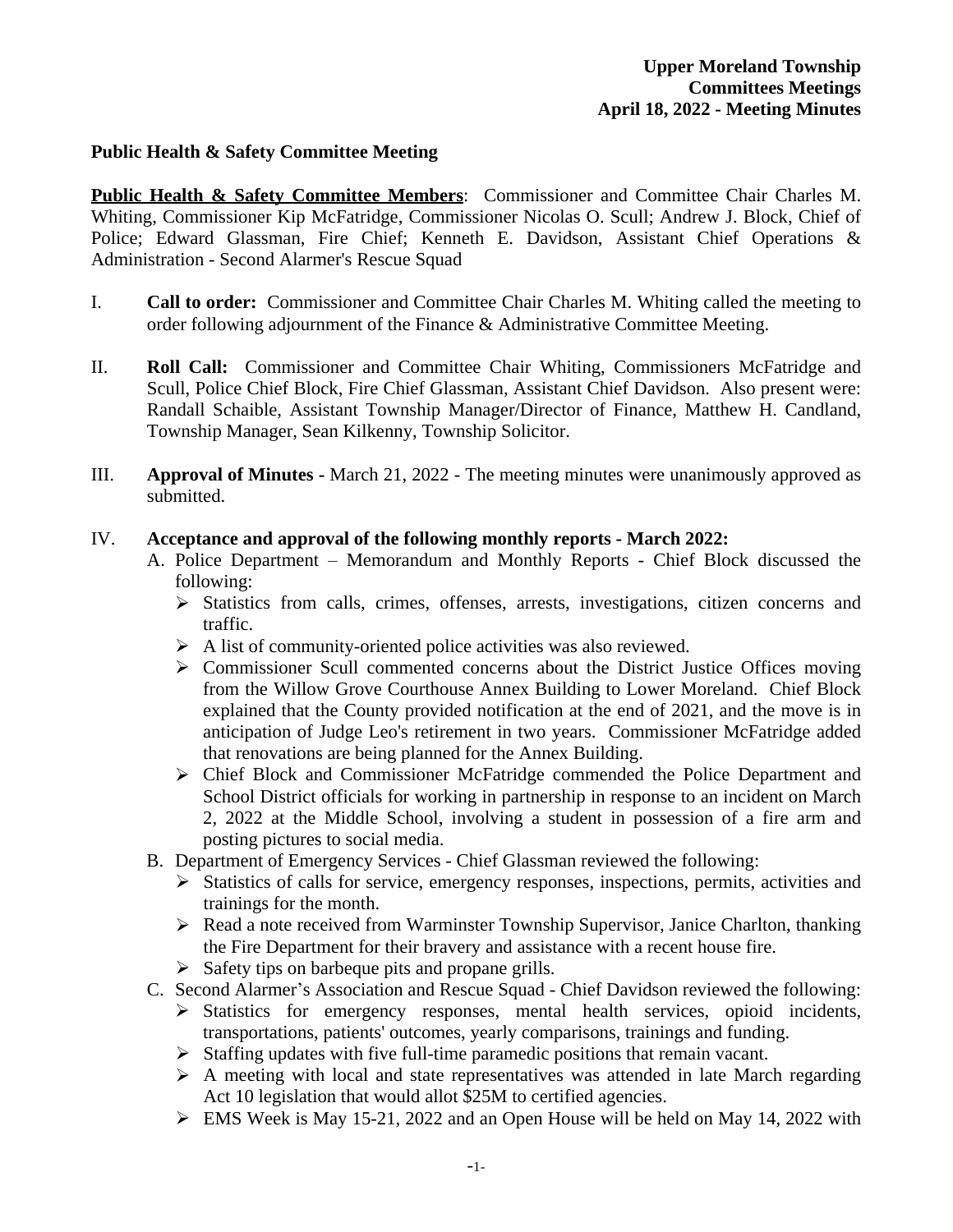**Upper Moreland Township**
**Committees Meetings**
**April 18, 2022 - Meeting Minutes**

## Public Health & Safety Committee Meeting

**Public Health & Safety Committee Members**: Commissioner and Committee Chair Charles M. Whiting, Commissioner Kip McFatridge, Commissioner Nicolas O. Scull; Andrew J. Block, Chief of Police; Edward Glassman, Fire Chief; Kenneth E. Davidson, Assistant Chief Operations & Administration - Second Alarmer's Rescue Squad

I. **Call to order:** Commissioner and Committee Chair Charles M. Whiting called the meeting to order following adjournment of the Finance & Administrative Committee Meeting.

II. **Roll Call:** Commissioner and Committee Chair Whiting, Commissioners McFatridge and Scull, Police Chief Block, Fire Chief Glassman, Assistant Chief Davidson. Also present were: Randall Schaible, Assistant Township Manager/Director of Finance, Matthew H. Candland, Township Manager, Sean Kilkenny, Township Solicitor.

III. **Approval of Minutes -** March 21, 2022 - The meeting minutes were unanimously approved as submitted.

IV. **Acceptance and approval of the following monthly reports - March 2022:**

A. Police Department – Memorandum and Monthly Reports - Chief Block discussed the following:
   - Statistics from calls, crimes, offenses, arrests, investigations, citizen concerns and traffic.
   - A list of community-oriented police activities was also reviewed.
   - Commissioner Scull commented concerns about the District Justice Offices moving from the Willow Grove Courthouse Annex Building to Lower Moreland. Chief Block explained that the County provided notification at the end of 2021, and the move is in anticipation of Judge Leo's retirement in two years. Commissioner McFatridge added that renovations are being planned for the Annex Building.
   - Chief Block and Commissioner McFatridge commended the Police Department and School District officials for working in partnership in response to an incident on March 2, 2022 at the Middle School, involving a student in possession of a fire arm and posting pictures to social media.

B. Department of Emergency Services - Chief Glassman reviewed the following:
   - Statistics of calls for service, emergency responses, inspections, permits, activities and trainings for the month.
   - Read a note received from Warminster Township Supervisor, Janice Charlton, thanking the Fire Department for their bravery and assistance with a recent house fire.
   - Safety tips on barbeque pits and propane grills.

C. Second Alarmer's Association and Rescue Squad - Chief Davidson reviewed the following:
   - Statistics for emergency responses, mental health services, opioid incidents, transportations, patients' outcomes, yearly comparisons, trainings and funding.
   - Staffing updates with five full-time paramedic positions that remain vacant.
   - A meeting with local and state representatives was attended in late March regarding Act 10 legislation that would allot $25M to certified agencies.
   - EMS Week is May 15-21, 2022 and an Open House will be held on May 14, 2022 with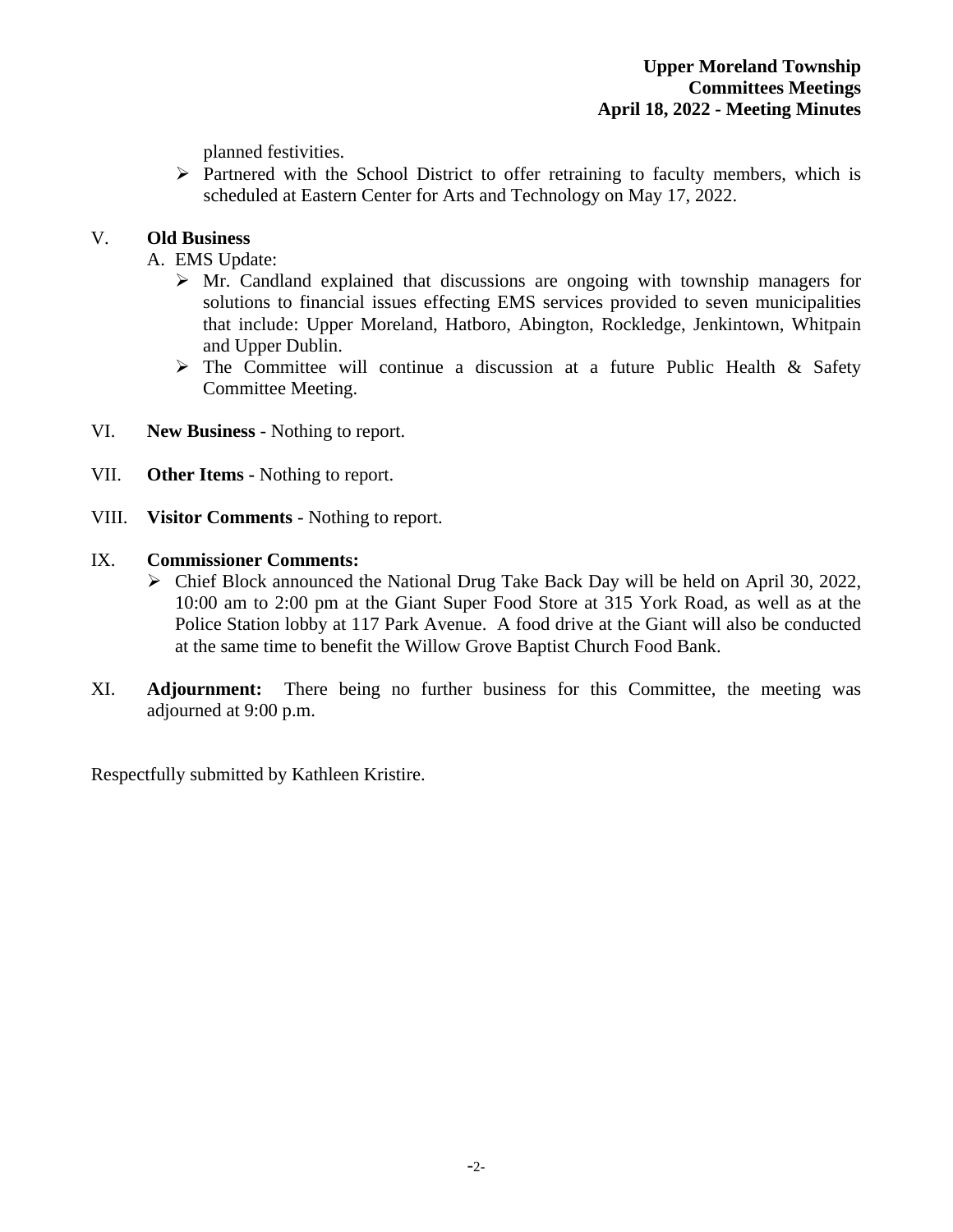planned festivities.

- Partnered with the School District to offer retraining to faculty members, which is scheduled at Eastern Center for Arts and Technology on May 17, 2022.

V. **Old Business**

A. EMS Update:

- Mr. Candland explained that discussions are ongoing with township managers for solutions to financial issues effecting EMS services provided to seven municipalities that include: Upper Moreland, Hatboro, Abington, Rockledge, Jenkintown, Whitpain and Upper Dublin.
- The Committee will continue a discussion at a future Public Health & Safety Committee Meeting.

VI. **New Business** - Nothing to report.

VII. **Other Items -** Nothing to report.

VIII. **Visitor Comments** - Nothing to report.

IX. **Commissioner Comments:**

- Chief Block announced the National Drug Take Back Day will be held on April 30, 2022, 10:00 am to 2:00 pm at the Giant Super Food Store at 315 York Road, as well as at the Police Station lobby at 117 Park Avenue. A food drive at the Giant will also be conducted at the same time to benefit the Willow Grove Baptist Church Food Bank.

XI. **Adjournment:** There being no further business for this Committee, the meeting was adjourned at 9:00 p.m.

Respectfully submitted by Kathleen Kristire.